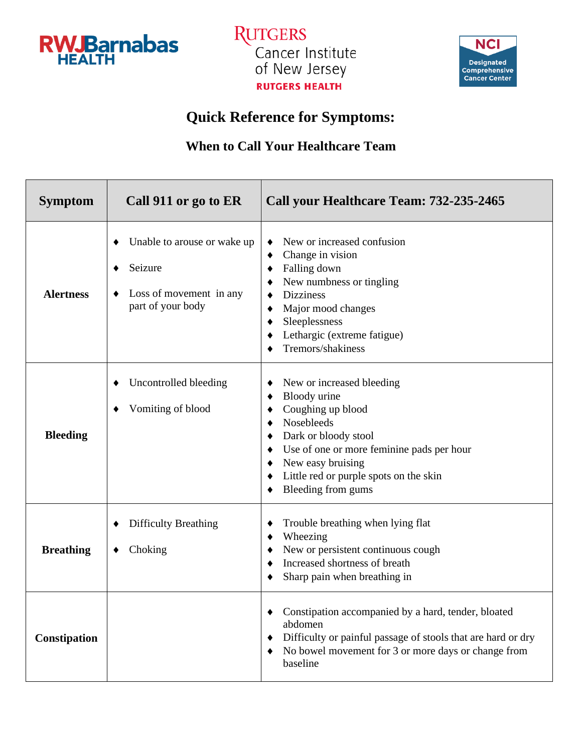# Quick Reference for Symptoms:

## When to Call Your Healthcare Team

| Symptom | Call 911 or go to ER | Call your Healthcare Team: 732-235-2465 |
|---|---|---|
| **Alertness** | ♦ Unable to arouse or wake up<br>♦ Seizure<br>♦ Loss of movement in any part of your body | ♦ New or increased confusion<br>♦ Change in vision<br>♦ Falling down<br>♦ New numbness or tingling<br>♦ Dizziness<br>♦ Major mood changes<br>♦ Sleeplessness<br>♦ Lethargic (extreme fatigue)<br>♦ Tremors/shakiness |
| **Bleeding** | ♦ Uncontrolled bleeding<br>♦ Vomiting of blood | ♦ New or increased bleeding<br>♦ Bloody urine<br>♦ Coughing up blood<br>♦ Nosebleeds<br>♦ Dark or bloody stool<br>♦ Use of one or more feminine pads per hour<br>♦ New easy bruising<br>♦ Little red or purple spots on the skin<br>♦ Bleeding from gums |
| **Breathing** | ♦ Difficulty Breathing<br>♦ Choking | ♦ Trouble breathing when lying flat<br>♦ Wheezing<br>♦ New or persistent continuous cough<br>♦ Increased shortness of breath<br>♦ Sharp pain when breathing in |
| **Constipation** | | ♦ Constipation accompanied by a hard, tender, bloated abdomen<br>♦ Difficulty or painful passage of stools that are hard or dry<br>♦ No bowel movement for 3 or more days or change from baseline |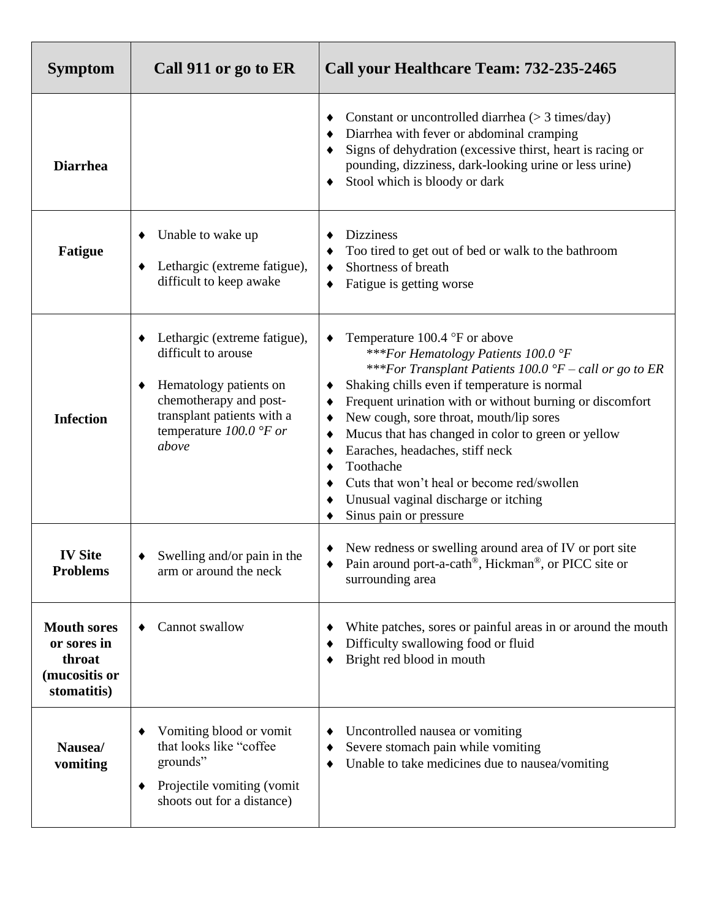| Symptom | Call 911 or go to ER | Call your Healthcare Team: 732-235-2465 |
|---|---|---|
| **Diarrhea** | | ♦ Constant or uncontrolled diarrhea (> 3 times/day)<br>♦ Diarrhea with fever or abdominal cramping<br>♦ Signs of dehydration (excessive thirst, heart is racing or pounding, dizziness, dark-looking urine or less urine)<br>♦ Stool which is bloody or dark |
| **Fatigue** | ♦ Unable to wake up<br>♦ Lethargic (extreme fatigue), difficult to keep awake | ♦ Dizziness<br>♦ Too tired to get out of bed or walk to the bathroom<br>♦ Shortness of breath<br>♦ Fatigue is getting worse |
| **Infection** | ♦ Lethargic (extreme fatigue), difficult to arouse<br>♦ Hematology patients on chemotherapy and post-transplant patients with a temperature *100.0 °F or above* | ♦ Temperature 100.4 °F or above<br>*\*\*\*For Hematology Patients 100.0 °F*<br>*\*\*\*For Transplant Patients 100.0 °F – call or go to ER*<br>♦ Shaking chills even if temperature is normal<br>♦ Frequent urination with or without burning or discomfort<br>♦ New cough, sore throat, mouth/lip sores<br>♦ Mucus that has changed in color to green or yellow<br>♦ Earaches, headaches, stiff neck<br>♦ Toothache<br>♦ Cuts that won't heal or become red/swollen<br>♦ Unusual vaginal discharge or itching<br>♦ Sinus pain or pressure |
| **IV Site Problems** | ♦ Swelling and/or pain in the arm or around the neck | ♦ New redness or swelling around area of IV or port site<br>♦ Pain around port-a-cath®, Hickman®, or PICC site or surrounding area |
| **Mouth sores or sores in throat (mucositis or stomatitis)** | ♦ Cannot swallow | ♦ White patches, sores or painful areas in or around the mouth<br>♦ Difficulty swallowing food or fluid<br>♦ Bright red blood in mouth |
| **Nausea/ vomiting** | ♦ Vomiting blood or vomit that looks like "coffee grounds"<br>♦ Projectile vomiting (vomit shoots out for a distance) | ♦ Uncontrolled nausea or vomiting<br>♦ Severe stomach pain while vomiting<br>♦ Unable to take medicines due to nausea/vomiting |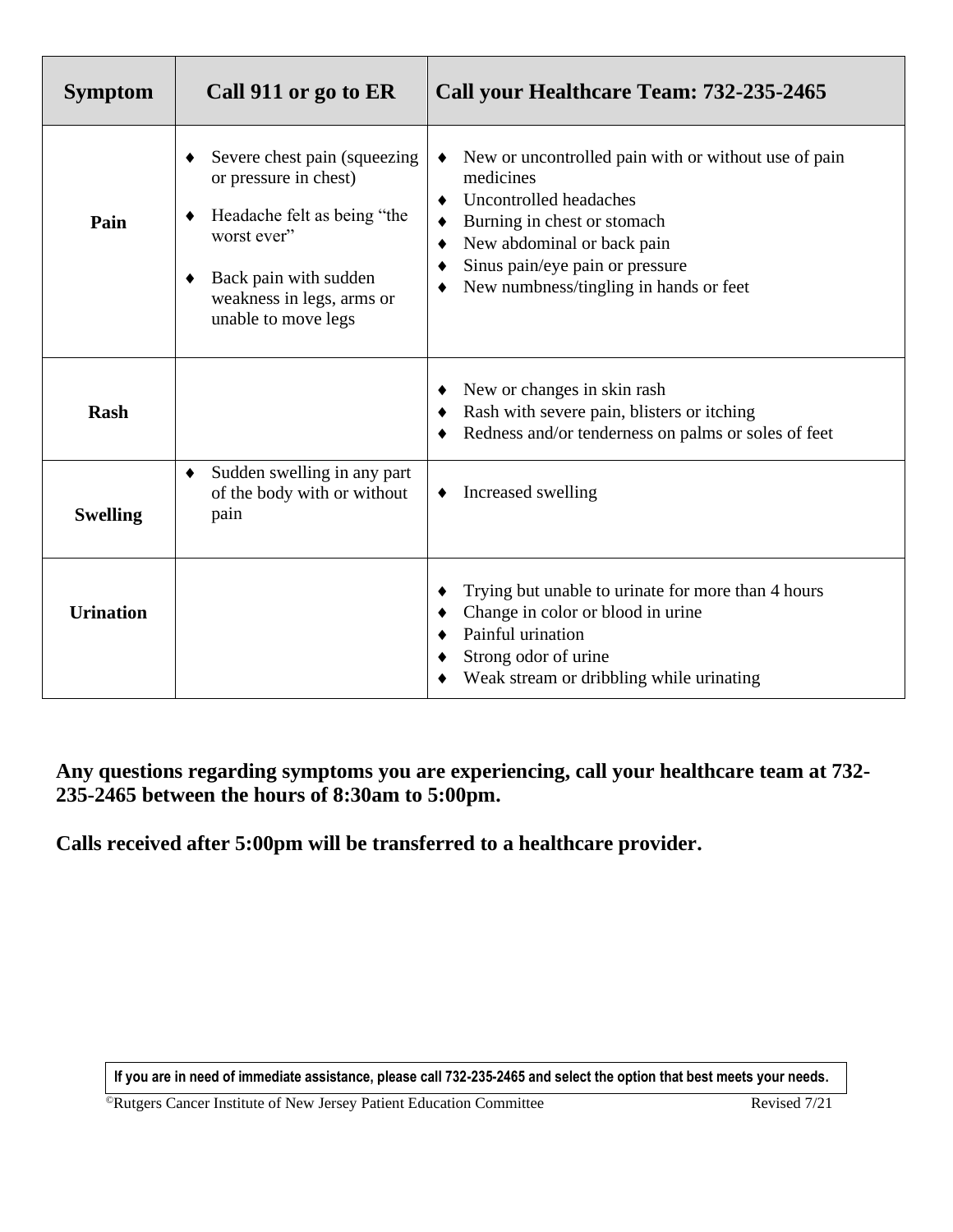| Symptom | Call 911 or go to ER | Call your Healthcare Team: 732-235-2465 |
|---|---|---|
| Pain | ♦ Severe chest pain (squeezing or pressure in chest)<br>♦ Headache felt as being "the worst ever"<br>♦ Back pain with sudden weakness in legs, arms or unable to move legs | ♦ New or uncontrolled pain with or without use of pain medicines<br>♦ Uncontrolled headaches<br>♦ Burning in chest or stomach<br>♦ New abdominal or back pain<br>♦ Sinus pain/eye pain or pressure<br>♦ New numbness/tingling in hands or feet |
| Rash | | ♦ New or changes in skin rash<br>♦ Rash with severe pain, blisters or itching<br>♦ Redness and/or tenderness on palms or soles of feet |
| Swelling | ♦ Sudden swelling in any part of the body with or without pain | ♦ Increased swelling |
| Urination | | ♦ Trying but unable to urinate for more than 4 hours<br>♦ Change in color or blood in urine<br>♦ Painful urination<br>♦ Strong odor of urine<br>♦ Weak stream or dribbling while urinating |

**Any questions regarding symptoms you are experiencing, call your healthcare team at 732-235-2465 between the hours of 8:30am to 5:00pm.**

**Calls received after 5:00pm will be transferred to a healthcare provider.**

**If you are in need of immediate assistance, please call 732-235-2465 and select the option that best meets your needs.**

©Rutgers Cancer Institute of New Jersey Patient Education Committee Revised 7/21